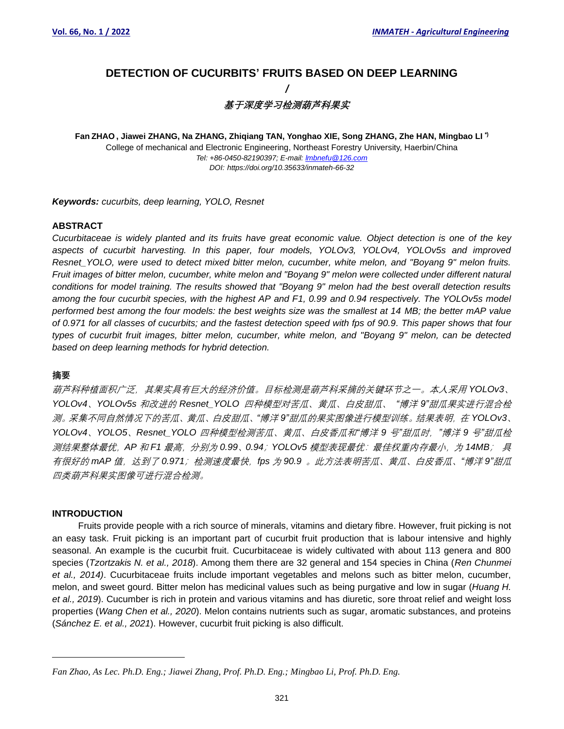# DETECTION OF CUCURBITS' FRUITS BASED ON DEEP LEARNING

/

## *基于深度学习检测葫芦科果实*

**Fan ZHAO , Jiawei ZHANG, Na ZHANG, Zhiqiang TAN, Yonghao XIE, Song ZHANG, Zhe HAN, Mingbao LI** [*)]

College of mechanical and Electronic Engineering, Northeast Forestry University, Haerbin/China

*Tel: +86-0450-82190397; E-mail: lmbnefu@126.com*

*DOI: https://doi.org/10.35633/inmateh-66-32*

***Keywords:*** *cucurbits, deep learning, YOLO, Resnet*

## ABSTRACT

*Cucurbitaceae is widely planted and its fruits have great economic value. Object detection is one of the key aspects of cucurbit harvesting. In this paper, four models, YOLOv3, YOLOv4, YOLOv5s and improved Resnet_YOLO, were used to detect mixed bitter melon, cucumber, white melon, and "Boyang 9" melon fruits. Fruit images of bitter melon, cucumber, white melon and "Boyang 9" melon were collected under different natural conditions for model training. The results showed that "Boyang 9" melon had the best overall detection results among the four cucurbit species, with the highest AP and F1, 0.99 and 0.94 respectively. The YOLOv5s model performed best among the four models: the best weights size was the smallest at 14 MB; the better mAP value of 0.971 for all classes of cucurbits; and the fastest detection speed with fps of 90.9. This paper shows that four types of cucurbit fruit images, bitter melon, cucumber, white melon, and "Boyang 9" melon, can be detected based on deep learning methods for hybrid detection.*

## 摘要

*葫芦科种植面积广泛，其果实具有巨大的经济价值。目标检测是葫芦科采摘的关键环节之一。本人采用 YOLOv3、YOLOv4、YOLOv5s 和改进的 Resnet_YOLO 四种模型对苦瓜、黄瓜、白皮甜瓜、"博洋 9"甜瓜果实进行混合检测。采集不同自然情况下的苦瓜、黄瓜、白皮甜瓜、"博洋 9"甜瓜的果实图像进行模型训练。结果表明，在 YOLOv3、YOLOv4、YOLO5、Resnet_YOLO 四种模型检测苦瓜、黄瓜、白皮香瓜和"博洋 9 号"甜瓜时，"博洋 9 号"甜瓜检测结果整体最优，AP 和 F1 最高，分别为 0.99、0.94；YOLOv5 模型表现最优：最佳权重内存最小，为 14MB； 具有很好的 mAP 值，达到了 0.971；检测速度最快，fps 为 90.9 。此方法表明苦瓜、黄瓜、白皮香瓜、"博洋 9"甜瓜四类葫芦科果实图像可进行混合检测。*

## INTRODUCTION

Fruits provide people with a rich source of minerals, vitamins and dietary fibre. However, fruit picking is not an easy task. Fruit picking is an important part of cucurbit fruit production that is labour intensive and highly seasonal. An example is the cucurbit fruit. Cucurbitaceae is widely cultivated with about 113 genera and 800 species (*Tzortzakis N. et al., 2018*). Among them there are 32 general and 154 species in China (*Ren Chunmei et al., 2014)*. Cucurbitaceae fruits include important vegetables and melons such as bitter melon, cucumber, melon, and sweet gourd. Bitter melon has medicinal values such as being purgative and low in sugar (*Huang H. et al., 2019*). Cucumber is rich in protein and various vitamins and has diuretic, sore throat relief and weight loss properties (*Wang Chen et al., 2020*). Melon contains nutrients such as sugar, aromatic substances, and proteins (*Sánchez E. et al., 2021*). However, cucurbit fruit picking is also difficult.

---

*Fan Zhao, As Lec. Ph.D. Eng.; Jiawei Zhang, Prof. Ph.D. Eng.; Mingbao Li, Prof. Ph.D. Eng.*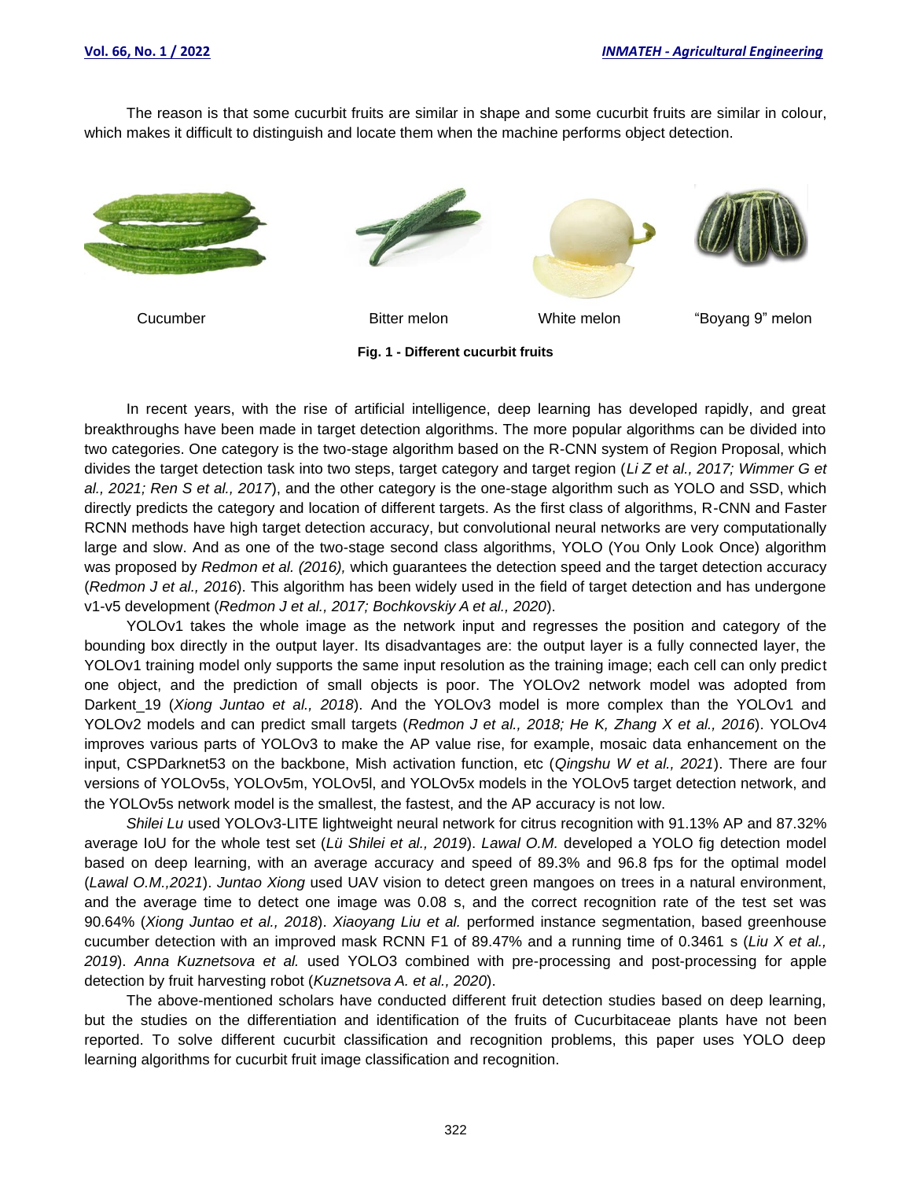The reason is that some cucurbit fruits are similar in shape and some cucurbit fruits are similar in colour, which makes it difficult to distinguish and locate them when the machine performs object detection.

Cucumber Bitter melon White melon "Boyang 9" melon

**Fig. 1 - Different cucurbit fruits**

In recent years, with the rise of artificial intelligence, deep learning has developed rapidly, and great breakthroughs have been made in target detection algorithms. The more popular algorithms can be divided into two categories. One category is the two-stage algorithm based on the R-CNN system of Region Proposal, which divides the target detection task into two steps, target category and target region (*Li Z et al., 2017; Wimmer G et al., 2021; Ren S et al., 2017*), and the other category is the one-stage algorithm such as YOLO and SSD, which directly predicts the category and location of different targets. As the first class of algorithms, R-CNN and Faster RCNN methods have high target detection accuracy, but convolutional neural networks are very computationally large and slow. And as one of the two-stage second class algorithms, YOLO (You Only Look Once) algorithm was proposed by *Redmon et al. (2016),* which guarantees the detection speed and the target detection accuracy (*Redmon J et al., 2016*). This algorithm has been widely used in the field of target detection and has undergone v1-v5 development (*Redmon J et al., 2017; Bochkovskiy A et al., 2020*).

YOLOv1 takes the whole image as the network input and regresses the position and category of the bounding box directly in the output layer. Its disadvantages are: the output layer is a fully connected layer, the YOLOv1 training model only supports the same input resolution as the training image; each cell can only predict one object, and the prediction of small objects is poor. The YOLOv2 network model was adopted from Darkent_19 (*Xiong Juntao et al., 2018*). And the YOLOv3 model is more complex than the YOLOv1 and YOLOv2 models and can predict small targets (*Redmon J et al., 2018; He K, Zhang X et al., 2016*). YOLOv4 improves various parts of YOLOv3 to make the AP value rise, for example, mosaic data enhancement on the input, CSPDarknet53 on the backbone, Mish activation function, etc (*Qingshu W et al., 2021*). There are four versions of YOLOv5s, YOLOv5m, YOLOv5l, and YOLOv5x models in the YOLOv5 target detection network, and the YOLOv5s network model is the smallest, the fastest, and the AP accuracy is not low.

*Shilei Lu* used YOLOv3-LITE lightweight neural network for citrus recognition with 91.13% AP and 87.32% average IoU for the whole test set (*Lü Shilei et al., 2019*). *Lawal O.M.* developed a YOLO fig detection model based on deep learning, with an average accuracy and speed of 89.3% and 96.8 fps for the optimal model (*Lawal O.M.,2021*). *Juntao Xiong* used UAV vision to detect green mangoes on trees in a natural environment, and the average time to detect one image was 0.08 s, and the correct recognition rate of the test set was 90.64% (*Xiong Juntao et al., 2018*). *Xiaoyang Liu et al.* performed instance segmentation, based greenhouse cucumber detection with an improved mask RCNN F1 of 89.47% and a running time of 0.3461 s (*Liu X et al., 2019*). *Anna Kuznetsova et al.* used YOLO3 combined with pre-processing and post-processing for apple detection by fruit harvesting robot (*Kuznetsova A. et al., 2020*).

The above-mentioned scholars have conducted different fruit detection studies based on deep learning, but the studies on the differentiation and identification of the fruits of Cucurbitaceae plants have not been reported. To solve different cucurbit classification and recognition problems, this paper uses YOLO deep learning algorithms for cucurbit fruit image classification and recognition.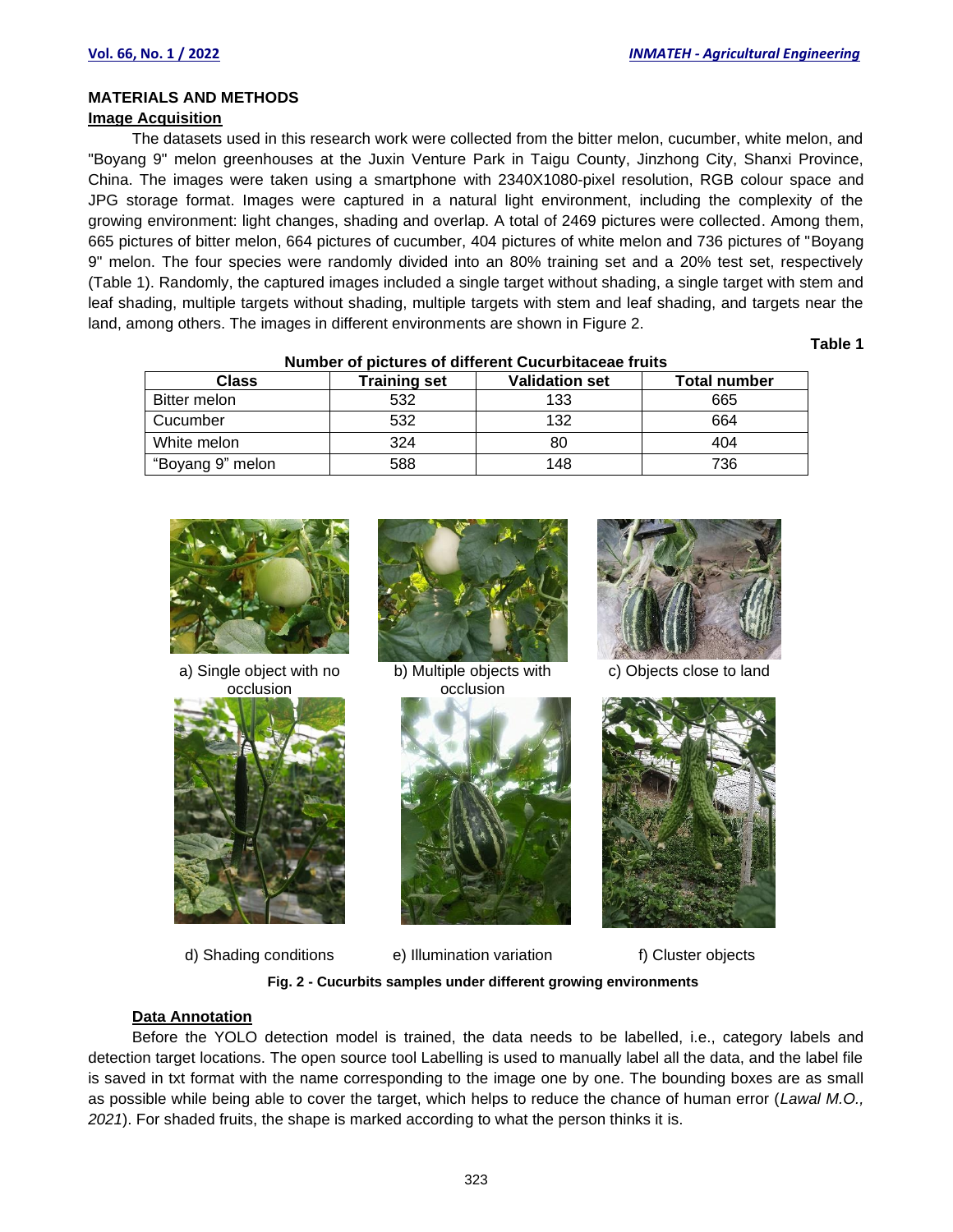## MATERIALS AND METHODS

### Image Acquisition

The datasets used in this research work were collected from the bitter melon, cucumber, white melon, and "Boyang 9" melon greenhouses at the Juxin Venture Park in Taigu County, Jinzhong City, Shanxi Province, China. The images were taken using a smartphone with 2340X1080-pixel resolution, RGB colour space and JPG storage format. Images were captured in a natural light environment, including the complexity of the growing environment: light changes, shading and overlap. A total of 2469 pictures were collected. Among them, 665 pictures of bitter melon, 664 pictures of cucumber, 404 pictures of white melon and 736 pictures of "Boyang 9" melon. The four species were randomly divided into an 80% training set and a 20% test set, respectively (Table 1). Randomly, the captured images included a single target without shading, a single target with stem and leaf shading, multiple targets without shading, multiple targets with stem and leaf shading, and targets near the land, among others. The images in different environments are shown in Figure 2.

**Table 1**

**Number of pictures of different Cucurbitaceae fruits**

| Class | Training set | Validation set | Total number |
|---|---|---|---|
| Bitter melon | 532 | 133 | 665 |
| Cucumber | 532 | 132 | 664 |
| White melon | 324 | 80 | 404 |
| "Boyang 9" melon | 588 | 148 | 736 |

a) Single object with no occlusion

b) Multiple objects with occlusion

c) Objects close to land

d) Shading conditions

e) Illumination variation

f) Cluster objects

**Fig. 2 - Cucurbits samples under different growing environments**

### Data Annotation

Before the YOLO detection model is trained, the data needs to be labelled, i.e., category labels and detection target locations. The open source tool Labelling is used to manually label all the data, and the label file is saved in txt format with the name corresponding to the image one by one. The bounding boxes are as small as possible while being able to cover the target, which helps to reduce the chance of human error (*Lawal M.O., 2021*). For shaded fruits, the shape is marked according to what the person thinks it is.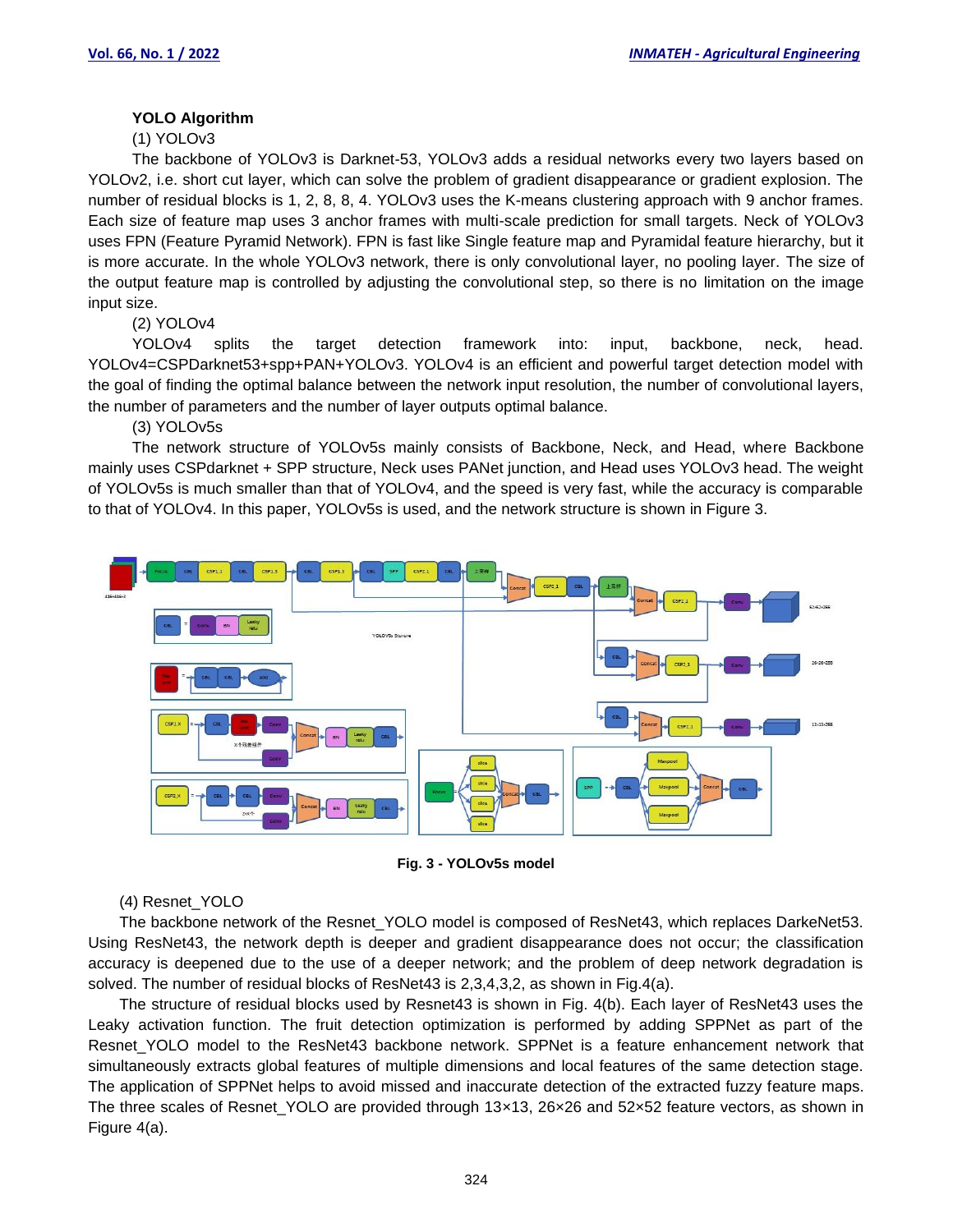**YOLO Algorithm**

(1) YOLOv3

The backbone of YOLOv3 is Darknet-53, YOLOv3 adds a residual networks every two layers based on YOLOv2, i.e. short cut layer, which can solve the problem of gradient disappearance or gradient explosion. The number of residual blocks is 1, 2, 8, 8, 4. YOLOv3 uses the K-means clustering approach with 9 anchor frames. Each size of feature map uses 3 anchor frames with multi-scale prediction for small targets. Neck of YOLOv3 uses FPN (Feature Pyramid Network). FPN is fast like Single feature map and Pyramidal feature hierarchy, but it is more accurate. In the whole YOLOv3 network, there is only convolutional layer, no pooling layer. The size of the output feature map is controlled by adjusting the convolutional step, so there is no limitation on the image input size.

(2) YOLOv4

YOLOv4 splits the target detection framework into: input, backbone, neck, head. YOLOv4=CSPDarknet53+spp+PAN+YOLOv3. YOLOv4 is an efficient and powerful target detection model with the goal of finding the optimal balance between the network input resolution, the number of convolutional layers, the number of parameters and the number of layer outputs optimal balance.

(3) YOLOv5s

The network structure of YOLOv5s mainly consists of Backbone, Neck, and Head, where Backbone mainly uses CSPdarknet + SPP structure, Neck uses PANet junction, and Head uses YOLOv3 head. The weight of YOLOv5s is much smaller than that of YOLOv4, and the speed is very fast, while the accuracy is comparable to that of YOLOv4. In this paper, YOLOv5s is used, and the network structure is shown in Figure 3.

**Fig. 3 - YOLOv5s model**

(4) Resnet_YOLO

The backbone network of the Resnet_YOLO model is composed of ResNet43, which replaces DarkeNet53. Using ResNet43, the network depth is deeper and gradient disappearance does not occur; the classification accuracy is deepened due to the use of a deeper network; and the problem of deep network degradation is solved. The number of residual blocks of ResNet43 is 2,3,4,3,2, as shown in Fig.4(a).

The structure of residual blocks used by Resnet43 is shown in Fig. 4(b). Each layer of ResNet43 uses the Leaky activation function. The fruit detection optimization is performed by adding SPPNet as part of the Resnet_YOLO model to the ResNet43 backbone network. SPPNet is a feature enhancement network that simultaneously extracts global features of multiple dimensions and local features of the same detection stage. The application of SPPNet helps to avoid missed and inaccurate detection of the extracted fuzzy feature maps. The three scales of Resnet_YOLO are provided through 13×13, 26×26 and 52×52 feature vectors, as shown in Figure 4(a).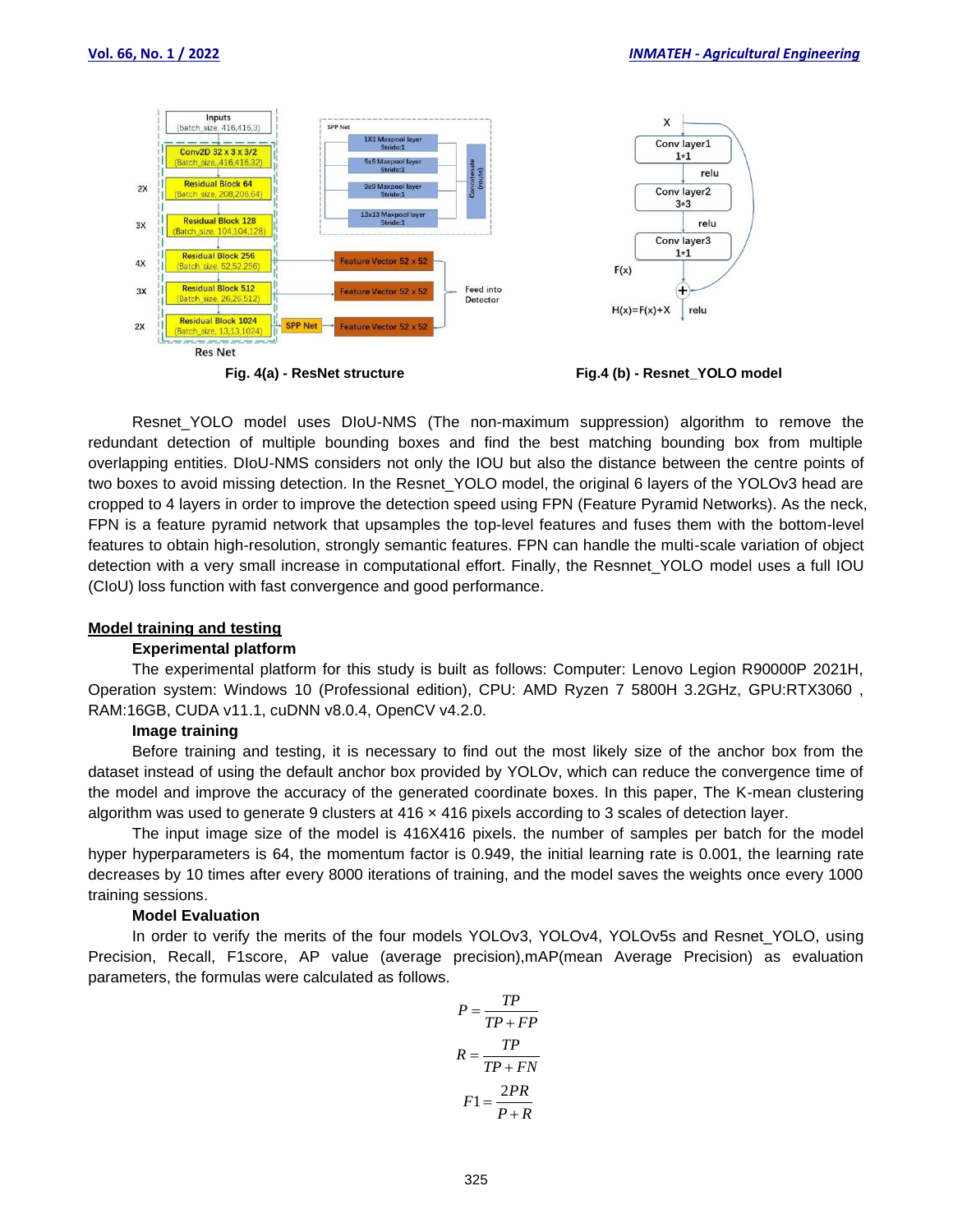Fig. 4(a) - ResNet structure

Fig.4 (b) - Resnet_YOLO model

Resnet_YOLO model uses DIoU-NMS (The non-maximum suppression) algorithm to remove the redundant detection of multiple bounding boxes and find the best matching bounding box from multiple overlapping entities. DIoU-NMS considers not only the IOU but also the distance between the centre points of two boxes to avoid missing detection. In the Resnet_YOLO model, the original 6 layers of the YOLOv3 head are cropped to 4 layers in order to improve the detection speed using FPN (Feature Pyramid Networks). As the neck, FPN is a feature pyramid network that upsamples the top-level features and fuses them with the bottom-level features to obtain high-resolution, strongly semantic features. FPN can handle the multi-scale variation of object detection with a very small increase in computational effort. Finally, the Resnnet_YOLO model uses a full IOU (CIoU) loss function with fast convergence and good performance.

## Model training and testing

### Experimental platform

The experimental platform for this study is built as follows: Computer: Lenovo Legion R90000P 2021H, Operation system: Windows 10 (Professional edition), CPU: AMD Ryzen 7 5800H 3.2GHz, GPU:RTX3060 , RAM:16GB, CUDA v11.1, cuDNN v8.0.4, OpenCV v4.2.0.

### Image training

Before training and testing, it is necessary to find out the most likely size of the anchor box from the dataset instead of using the default anchor box provided by YOLOv, which can reduce the convergence time of the model and improve the accuracy of the generated coordinate boxes. In this paper, The K-mean clustering algorithm was used to generate 9 clusters at 416 × 416 pixels according to 3 scales of detection layer.

The input image size of the model is 416X416 pixels. the number of samples per batch for the model hyper hyperparameters is 64, the momentum factor is 0.949, the initial learning rate is 0.001, the learning rate decreases by 10 times after every 8000 iterations of training, and the model saves the weights once every 1000 training sessions.

### Model Evaluation

In order to verify the merits of the four models YOLOv3, YOLOv4, YOLOv5s and Resnet_YOLO, using Precision, Recall, F1score, AP value (average precision),mAP(mean Average Precision) as evaluation parameters, the formulas were calculated as follows.

$$P = \frac{TP}{TP + FP}$$

$$R = \frac{TP}{TP + FN}$$

$$F1 = \frac{2PR}{P + R}$$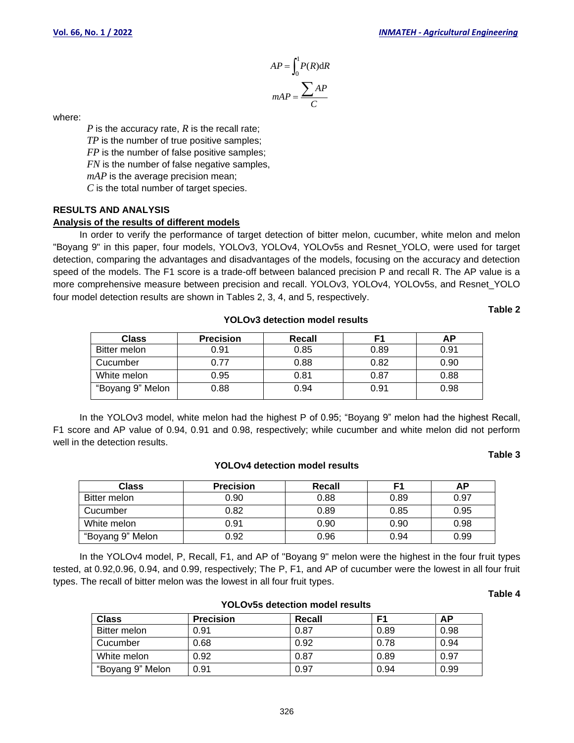$$AP = \int_0^1 P(R)\mathrm{d}R$$

$$mAP = \frac{\sum AP}{C}$$

where:

$P$ is the accuracy rate, $R$ is the recall rate;
$TP$ is the number of true positive samples;
$FP$ is the number of false positive samples;
$FN$ is the number of false negative samples,
$mAP$ is the average precision mean;
$C$ is the total number of target species.

## RESULTS AND ANALYSIS

### Analysis of the results of different models

In order to verify the performance of target detection of bitter melon, cucumber, white melon and melon "Boyang 9" in this paper, four models, YOLOv3, YOLOv4, YOLOv5s and Resnet_YOLO, were used for target detection, comparing the advantages and disadvantages of the models, focusing on the accuracy and detection speed of the models. The F1 score is a trade-off between balanced precision P and recall R. The AP value is a more comprehensive measure between precision and recall. YOLOv3, YOLOv4, YOLOv5s, and Resnet_YOLO four model detection results are shown in Tables 2, 3, 4, and 5, respectively.

**Table 2**

**YOLOv3 detection model results**

| Class | Precision | Recall | F1 | AP |
|---|---|---|---|---|
| Bitter melon | 0.91 | 0.85 | 0.89 | 0.91 |
| Cucumber | 0.77 | 0.88 | 0.82 | 0.90 |
| White melon | 0.95 | 0.81 | 0.87 | 0.88 |
| "Boyang 9" Melon | 0.88 | 0.94 | 0.91 | 0.98 |

In the YOLOv3 model, white melon had the highest P of 0.95; "Boyang 9" melon had the highest Recall, F1 score and AP value of 0.94, 0.91 and 0.98, respectively; while cucumber and white melon did not perform well in the detection results.

**Table 3**

**YOLOv4 detection model results**

| Class | Precision | Recall | F1 | AP |
|---|---|---|---|---|
| Bitter melon | 0.90 | 0.88 | 0.89 | 0.97 |
| Cucumber | 0.82 | 0.89 | 0.85 | 0.95 |
| White melon | 0.91 | 0.90 | 0.90 | 0.98 |
| "Boyang 9" Melon | 0.92 | 0.96 | 0.94 | 0.99 |

In the YOLOv4 model, P, Recall, F1, and AP of "Boyang 9" melon were the highest in the four fruit types tested, at 0.92,0.96, 0.94, and 0.99, respectively; The P, F1, and AP of cucumber were the lowest in all four fruit types. The recall of bitter melon was the lowest in all four fruit types.

**Table 4**

**YOLOv5s detection model results**

| Class | Precision | Recall | F1 | AP |
|---|---|---|---|---|
| Bitter melon | 0.91 | 0.87 | 0.89 | 0.98 |
| Cucumber | 0.68 | 0.92 | 0.78 | 0.94 |
| White melon | 0.92 | 0.87 | 0.89 | 0.97 |
| "Boyang 9" Melon | 0.91 | 0.97 | 0.94 | 0.99 |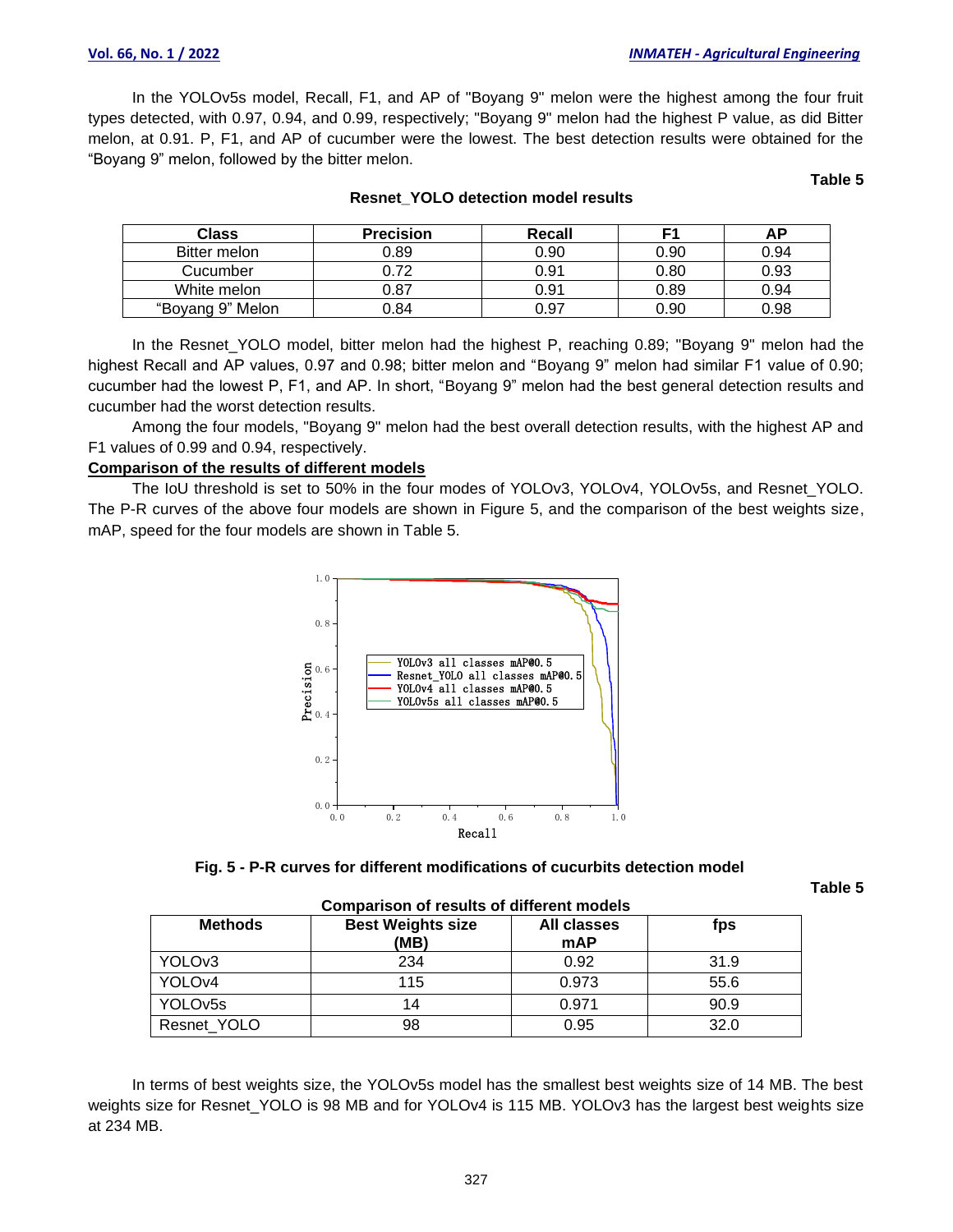In the YOLOv5s model, Recall, F1, and AP of "Boyang 9" melon were the highest among the four fruit types detected, with 0.97, 0.94, and 0.99, respectively; "Boyang 9" melon had the highest P value, as did Bitter melon, at 0.91. P, F1, and AP of cucumber were the lowest. The best detection results were obtained for the "Boyang 9" melon, followed by the bitter melon.

**Table 5**

**Resnet_YOLO detection model results**

| Class | Precision | Recall | F1 | AP |
|---|---|---|---|---|
| Bitter melon | 0.89 | 0.90 | 0.90 | 0.94 |
| Cucumber | 0.72 | 0.91 | 0.80 | 0.93 |
| White melon | 0.87 | 0.91 | 0.89 | 0.94 |
| "Boyang 9" Melon | 0.84 | 0.97 | 0.90 | 0.98 |

In the Resnet_YOLO model, bitter melon had the highest P, reaching 0.89; "Boyang 9" melon had the highest Recall and AP values, 0.97 and 0.98; bitter melon and "Boyang 9" melon had similar F1 value of 0.90; cucumber had the lowest P, F1, and AP. In short, "Boyang 9" melon had the best general detection results and cucumber had the worst detection results.

Among the four models, "Boyang 9" melon had the best overall detection results, with the highest AP and F1 values of 0.99 and 0.94, respectively.

## Comparison of the results of different models

The IoU threshold is set to 50% in the four modes of YOLOv3, YOLOv4, YOLOv5s, and Resnet_YOLO. The P-R curves of the above four models are shown in Figure 5, and the comparison of the best weights size, mAP, speed for the four models are shown in Table 5.

**Fig. 5 - P-R curves for different modifications of cucurbits detection model**

**Table 5**

**Comparison of results of different models**

| Methods | Best Weights size (MB) | All classes mAP | fps |
|---|---|---|---|
| YOLOv3 | 234 | 0.92 | 31.9 |
| YOLOv4 | 115 | 0.973 | 55.6 |
| YOLOv5s | 14 | 0.971 | 90.9 |
| Resnet_YOLO | 98 | 0.95 | 32.0 |

In terms of best weights size, the YOLOv5s model has the smallest best weights size of 14 MB. The best weights size for Resnet_YOLO is 98 MB and for YOLOv4 is 115 MB. YOLOv3 has the largest best weights size at 234 MB.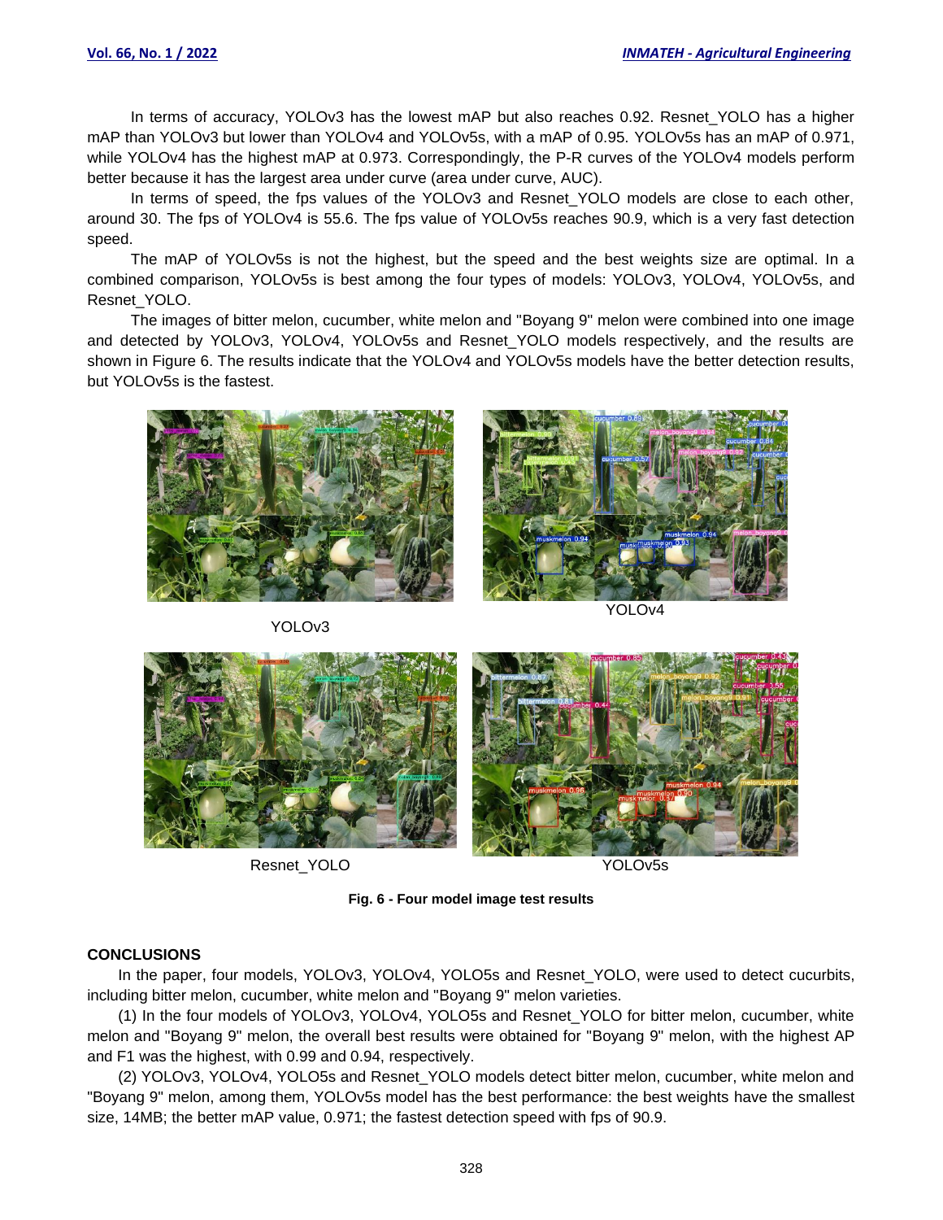In terms of accuracy, YOLOv3 has the lowest mAP but also reaches 0.92. Resnet_YOLO has a higher mAP than YOLOv3 but lower than YOLOv4 and YOLOv5s, with a mAP of 0.95. YOLOv5s has an mAP of 0.971, while YOLOv4 has the highest mAP at 0.973. Correspondingly, the P-R curves of the YOLOv4 models perform better because it has the largest area under curve (area under curve, AUC).

In terms of speed, the fps values of the YOLOv3 and Resnet_YOLO models are close to each other, around 30. The fps of YOLOv4 is 55.6. The fps value of YOLOv5s reaches 90.9, which is a very fast detection speed.

The mAP of YOLOv5s is not the highest, but the speed and the best weights size are optimal. In a combined comparison, YOLOv5s is best among the four types of models: YOLOv3, YOLOv4, YOLOv5s, and Resnet_YOLO.

The images of bitter melon, cucumber, white melon and "Boyang 9" melon were combined into one image and detected by YOLOv3, YOLOv4, YOLOv5s and Resnet_YOLO models respectively, and the results are shown in Figure 6. The results indicate that the YOLOv4 and YOLOv5s models have the better detection results, but YOLOv5s is the fastest.

YOLOv3

YOLOv4

Resnet_YOLO

YOLOv5s

**Fig. 6 - Four model image test results**

## CONCLUSIONS

In the paper, four models, YOLOv3, YOLOv4, YOLO5s and Resnet_YOLO, were used to detect cucurbits, including bitter melon, cucumber, white melon and "Boyang 9" melon varieties.

(1) In the four models of YOLOv3, YOLOv4, YOLO5s and Resnet_YOLO for bitter melon, cucumber, white melon and "Boyang 9" melon, the overall best results were obtained for "Boyang 9" melon, with the highest AP and F1 was the highest, with 0.99 and 0.94, respectively.

(2) YOLOv3, YOLOv4, YOLO5s and Resnet_YOLO models detect bitter melon, cucumber, white melon and "Boyang 9" melon, among them, YOLOv5s model has the best performance: the best weights have the smallest size, 14MB; the better mAP value, 0.971; the fastest detection speed with fps of 90.9.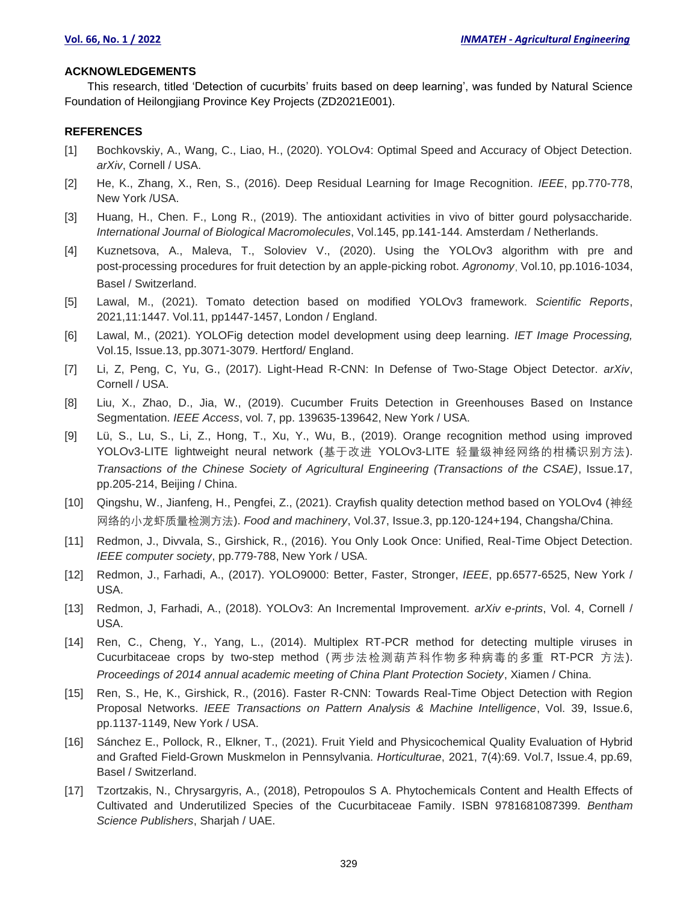## ACKNOWLEDGEMENTS

This research, titled 'Detection of cucurbits' fruits based on deep learning', was funded by Natural Science Foundation of Heilongjiang Province Key Projects (ZD2021E001).

## REFERENCES

[1] Bochkovskiy, A., Wang, C., Liao, H., (2020). YOLOv4: Optimal Speed and Accuracy of Object Detection. *arXiv*, Cornell / USA.

[2] He, K., Zhang, X., Ren, S., (2016). Deep Residual Learning for Image Recognition. *IEEE*, pp.770-778, New York /USA.

[3] Huang, H., Chen. F., Long R., (2019). The antioxidant activities in vivo of bitter gourd polysaccharide. *International Journal of Biological Macromolecules*, Vol.145, pp.141-144. Amsterdam / Netherlands.

[4] Kuznetsova, A., Maleva, T., Soloviev V., (2020). Using the YOLOv3 algorithm with pre and post-processing procedures for fruit detection by an apple-picking robot. *Agronomy*, Vol.10, pp.1016-1034, Basel / Switzerland.

[5] Lawal, M., (2021). Tomato detection based on modified YOLOv3 framework. *Scientific Reports*, 2021,11:1447. Vol.11, pp1447-1457, London / England.

[6] Lawal, M., (2021). YOLOFig detection model development using deep learning. *IET Image Processing,* Vol.15, Issue.13, pp.3071-3079. Hertford/ England.

[7] Li, Z, Peng, C, Yu, G., (2017). Light-Head R-CNN: In Defense of Two-Stage Object Detector. *arXiv*, Cornell / USA.

[8] Liu, X., Zhao, D., Jia, W., (2019). Cucumber Fruits Detection in Greenhouses Based on Instance Segmentation. *IEEE Access*, vol. 7, pp. 139635-139642, New York / USA.

[9] Lü, S., Lu, S., Li, Z., Hong, T., Xu, Y., Wu, B., (2019). Orange recognition method using improved YOLOv3-LITE lightweight neural network (基于改进 YOLOv3-LITE 轻量级神经网络的柑橘识别方法). *Transactions of the Chinese Society of Agricultural Engineering (Transactions of the CSAE)*, Issue.17, pp.205-214, Beijing / China.

[10] Qingshu, W., Jianfeng, H., Pengfei, Z., (2021). Crayfish quality detection method based on YOLOv4 (神经网络的小龙虾质量检测方法). *Food and machinery*, Vol.37, Issue.3, pp.120-124+194, Changsha/China.

[11] Redmon, J., Divvala, S., Girshick, R., (2016). You Only Look Once: Unified, Real-Time Object Detection. *IEEE computer society*, pp.779-788, New York / USA.

[12] Redmon, J., Farhadi, A., (2017). YOLO9000: Better, Faster, Stronger, *IEEE*, pp.6577-6525, New York / USA.

[13] Redmon, J, Farhadi, A., (2018). YOLOv3: An Incremental Improvement. *arXiv e-prints*, Vol. 4, Cornell / USA.

[14] Ren, C., Cheng, Y., Yang, L., (2014). Multiplex RT-PCR method for detecting multiple viruses in Cucurbitaceae crops by two-step method (两步法检测葫芦科作物多种病毒的多重 RT-PCR 方法). *Proceedings of 2014 annual academic meeting of China Plant Protection Society*, Xiamen / China.

[15] Ren, S., He, K., Girshick, R., (2016). Faster R-CNN: Towards Real-Time Object Detection with Region Proposal Networks. *IEEE Transactions on Pattern Analysis & Machine Intelligence*, Vol. 39, Issue.6, pp.1137-1149, New York / USA.

[16] Sánchez E., Pollock, R., Elkner, T., (2021). Fruit Yield and Physicochemical Quality Evaluation of Hybrid and Grafted Field-Grown Muskmelon in Pennsylvania. *Horticulturae*, 2021, 7(4):69. Vol.7, Issue.4, pp.69, Basel / Switzerland.

[17] Tzortzakis, N., Chrysargyris, A., (2018), Petropoulos S A. Phytochemicals Content and Health Effects of Cultivated and Underutilized Species of the Cucurbitaceae Family. ISBN 9781681087399. *Bentham Science Publishers*, Sharjah / UAE.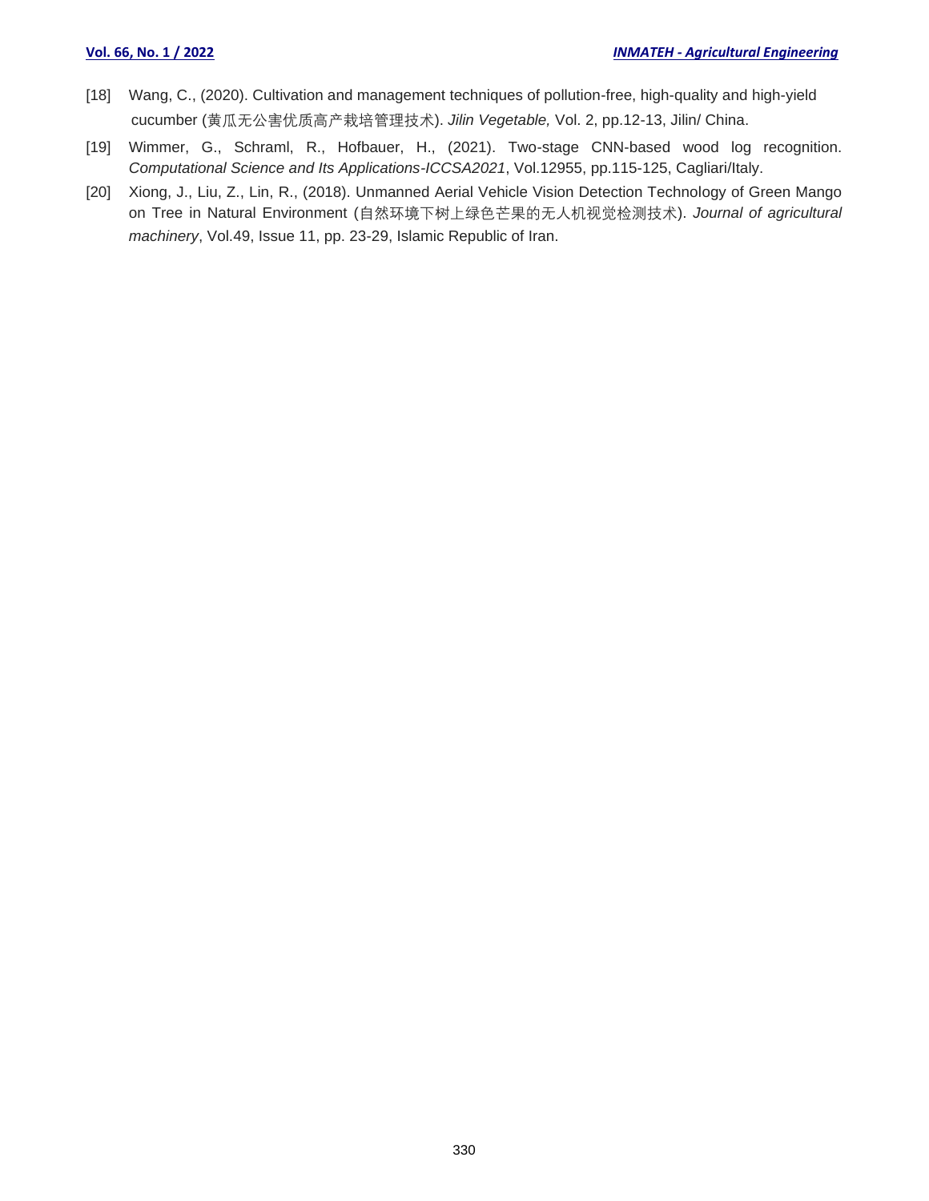[18] Wang, C., (2020). Cultivation and management techniques of pollution-free, high-quality and high-yield cucumber (黄瓜无公害优质高产栽培管理技术). *Jilin Vegetable,* Vol. 2, pp.12-13, Jilin/ China.

[19] Wimmer, G., Schraml, R., Hofbauer, H., (2021). Two-stage CNN-based wood log recognition. *Computational Science and Its Applications-ICCSA2021*, Vol.12955, pp.115-125, Cagliari/Italy.

[20] Xiong, J., Liu, Z., Lin, R., (2018). Unmanned Aerial Vehicle Vision Detection Technology of Green Mango on Tree in Natural Environment (自然环境下树上绿色芒果的无人机视觉检测技术). *Journal of agricultural machinery*, Vol.49, Issue 11, pp. 23-29, Islamic Republic of Iran.